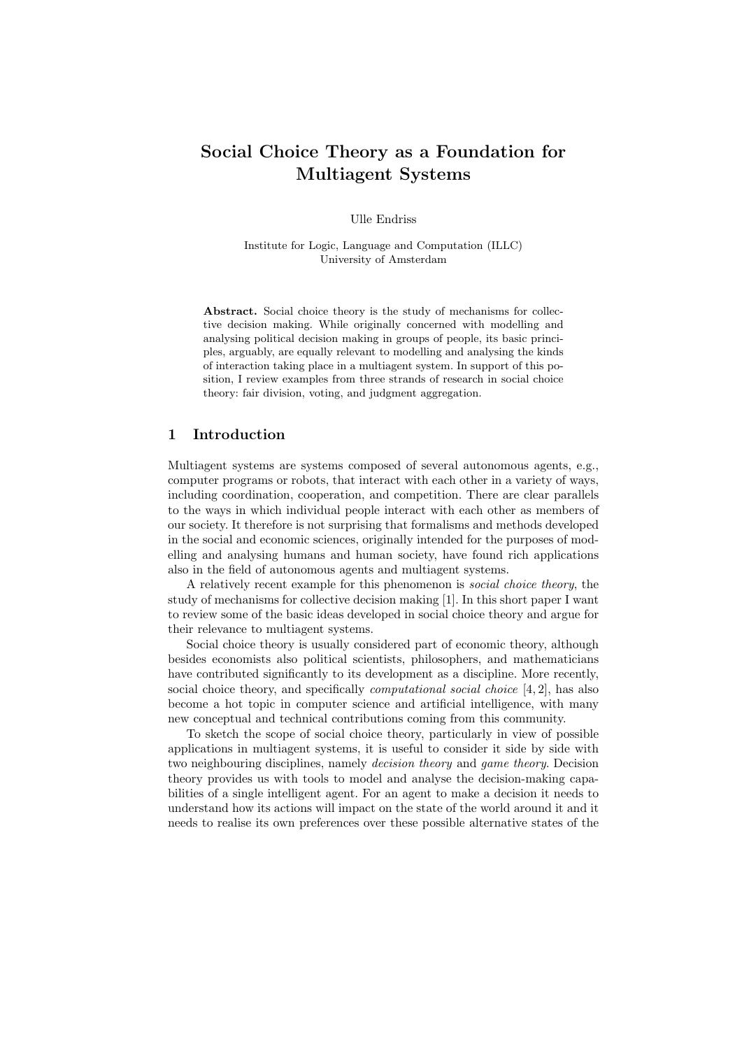# Social Choice Theory as a Foundation for Multiagent Systems

Ulle Endriss

Institute for Logic, Language and Computation (ILLC)
University of Amsterdam

**Abstract.** Social choice theory is the study of mechanisms for collective decision making. While originally concerned with modelling and analysing political decision making in groups of people, its basic principles, arguably, are equally relevant to modelling and analysing the kinds of interaction taking place in a multiagent system. In support of this position, I review examples from three strands of research in social choice theory: fair division, voting, and judgment aggregation.

## 1 Introduction

Multiagent systems are systems composed of several autonomous agents, e.g., computer programs or robots, that interact with each other in a variety of ways, including coordination, cooperation, and competition. There are clear parallels to the ways in which individual people interact with each other as members of our society. It therefore is not surprising that formalisms and methods developed in the social and economic sciences, originally intended for the purposes of modelling and analysing humans and human society, have found rich applications also in the field of autonomous agents and multiagent systems.

A relatively recent example for this phenomenon is *social choice theory*, the study of mechanisms for collective decision making [1]. In this short paper I want to review some of the basic ideas developed in social choice theory and argue for their relevance to multiagent systems.

Social choice theory is usually considered part of economic theory, although besides economists also political scientists, philosophers, and mathematicians have contributed significantly to its development as a discipline. More recently, social choice theory, and specifically *computational social choice* [4, 2], has also become a hot topic in computer science and artificial intelligence, with many new conceptual and technical contributions coming from this community.

To sketch the scope of social choice theory, particularly in view of possible applications in multiagent systems, it is useful to consider it side by side with two neighbouring disciplines, namely *decision theory* and *game theory*. Decision theory provides us with tools to model and analyse the decision-making capabilities of a single intelligent agent. For an agent to make a decision it needs to understand how its actions will impact on the state of the world around it and it needs to realise its own preferences over these possible alternative states of the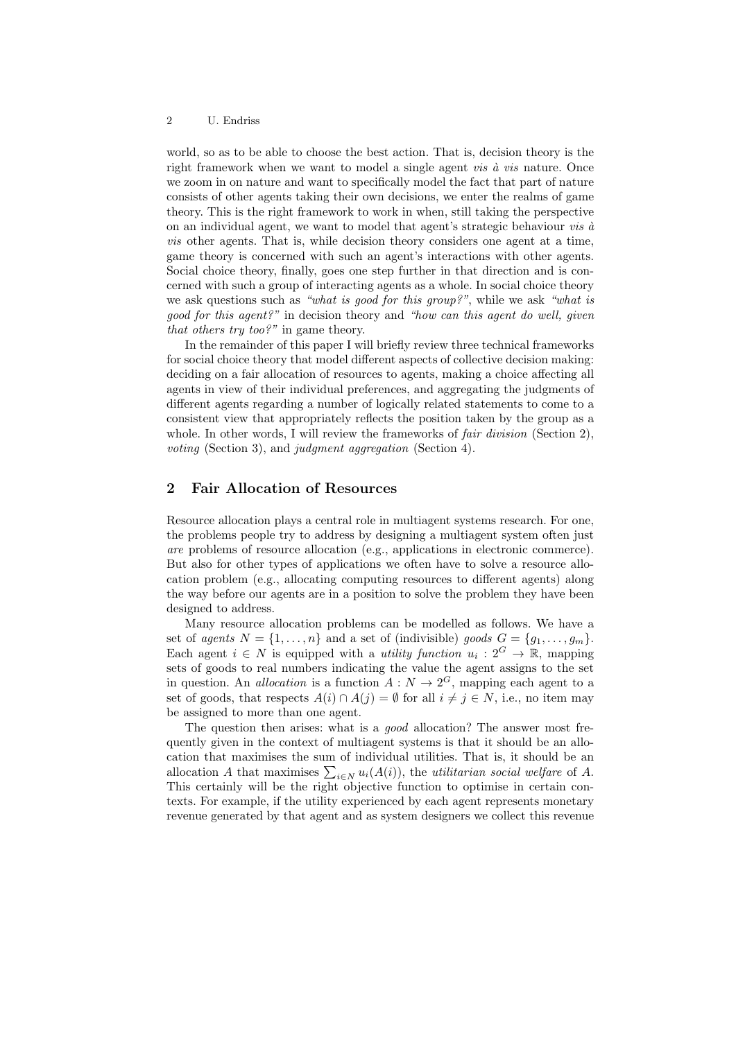world, so as to be able to choose the best action. That is, decision theory is the right framework when we want to model a single agent *vis à vis* nature. Once we zoom in on nature and want to specifically model the fact that part of nature consists of other agents taking their own decisions, we enter the realms of game theory. This is the right framework to work in when, still taking the perspective on an individual agent, we want to model that agent's strategic behaviour *vis à vis* other agents. That is, while decision theory considers one agent at a time, game theory is concerned with such an agent's interactions with other agents. Social choice theory, finally, goes one step further in that direction and is concerned with such a group of interacting agents as a whole. In social choice theory we ask questions such as *"what is good for this group?"*, while we ask *"what is good for this agent?"* in decision theory and *"how can this agent do well, given that others try too?"* in game theory.

In the remainder of this paper I will briefly review three technical frameworks for social choice theory that model different aspects of collective decision making: deciding on a fair allocation of resources to agents, making a choice affecting all agents in view of their individual preferences, and aggregating the judgments of different agents regarding a number of logically related statements to come to a consistent view that appropriately reflects the position taken by the group as a whole. In other words, I will review the frameworks of *fair division* (Section 2), *voting* (Section 3), and *judgment aggregation* (Section 4).

## 2 Fair Allocation of Resources

Resource allocation plays a central role in multiagent systems research. For one, the problems people try to address by designing a multiagent system often just *are* problems of resource allocation (e.g., applications in electronic commerce). But also for other types of applications we often have to solve a resource allocation problem (e.g., allocating computing resources to different agents) along the way before our agents are in a position to solve the problem they have been designed to address.

Many resource allocation problems can be modelled as follows. We have a set of *agents* $N = \{1, \ldots, n\}$ and a set of (indivisible) *goods* $G = \{g_1, \ldots, g_m\}$. Each agent $i \in N$ is equipped with a *utility function* $u_i : 2^G \to \mathbb{R}$, mapping sets of goods to real numbers indicating the value the agent assigns to the set in question. An *allocation* is a function $A : N \to 2^G$, mapping each agent to a set of goods, that respects $A(i) \cap A(j) = \emptyset$ for all $i \neq j \in N$, i.e., no item may be assigned to more than one agent.

The question then arises: what is a *good* allocation? The answer most frequently given in the context of multiagent systems is that it should be an allocation that maximises the sum of individual utilities. That is, it should be an allocation $A$ that maximises $\sum_{i \in N} u_i(A(i))$, the *utilitarian social welfare* of $A$. This certainly will be the right objective function to optimise in certain contexts. For example, if the utility experienced by each agent represents monetary revenue generated by that agent and as system designers we collect this revenue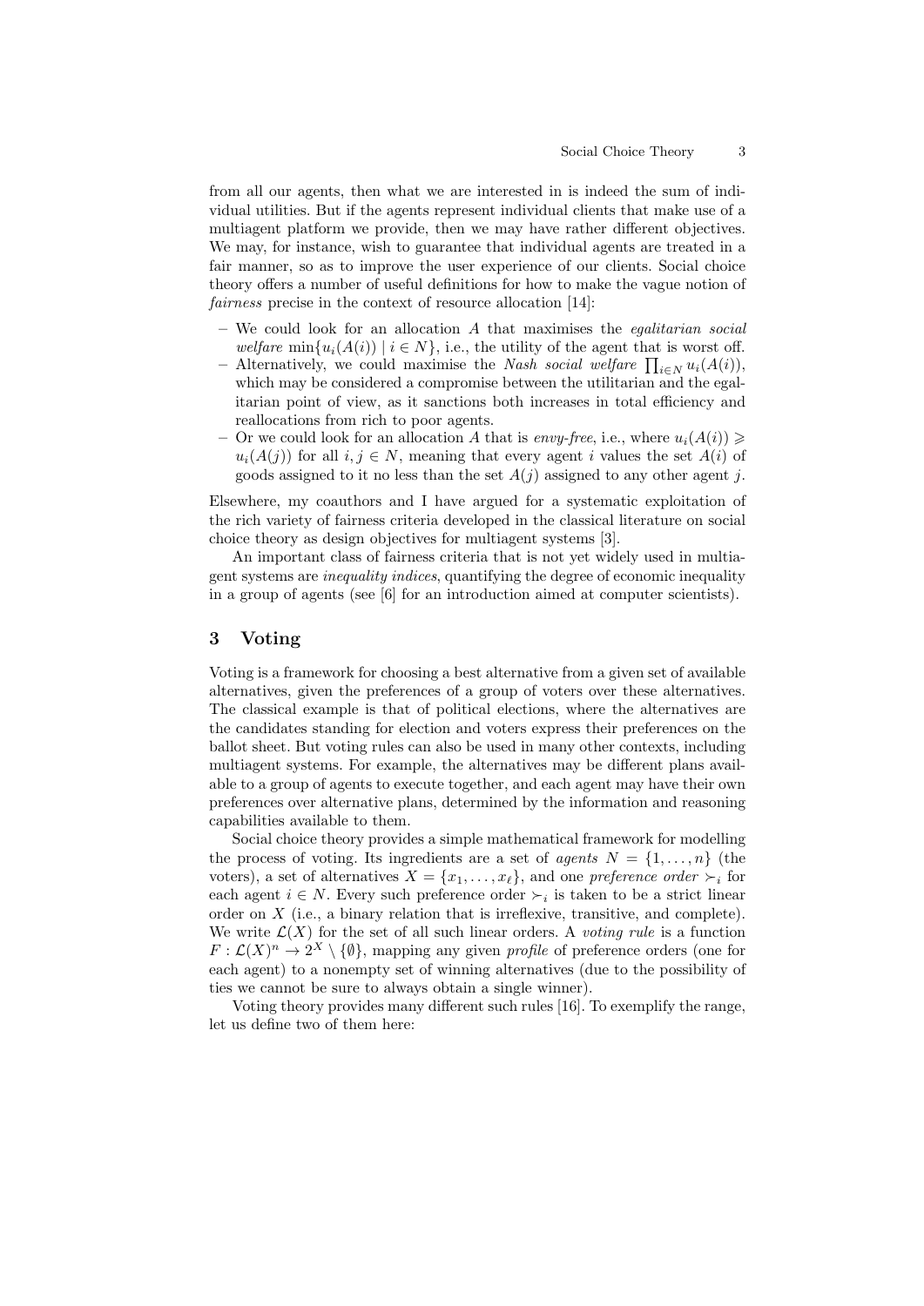from all our agents, then what we are interested in is indeed the sum of individual utilities. But if the agents represent individual clients that make use of a multiagent platform we provide, then we may have rather different objectives. We may, for instance, wish to guarantee that individual agents are treated in a fair manner, so as to improve the user experience of our clients. Social choice theory offers a number of useful definitions for how to make the vague notion of *fairness* precise in the context of resource allocation [14]:

- We could look for an allocation $A$ that maximises the *egalitarian social welfare* $\min\{u_i(A(i)) \mid i \in N\}$, i.e., the utility of the agent that is worst off.
- Alternatively, we could maximise the *Nash social welfare* $\prod_{i \in N} u_i(A(i))$, which may be considered a compromise between the utilitarian and the egalitarian point of view, as it sanctions both increases in total efficiency and reallocations from rich to poor agents.
- Or we could look for an allocation $A$ that is *envy-free*, i.e., where $u_i(A(i)) \geqslant u_i(A(j))$ for all $i, j \in N$, meaning that every agent $i$ values the set $A(i)$ of goods assigned to it no less than the set $A(j)$ assigned to any other agent $j$.

Elsewhere, my coauthors and I have argued for a systematic exploitation of the rich variety of fairness criteria developed in the classical literature on social choice theory as design objectives for multiagent systems [3].

An important class of fairness criteria that is not yet widely used in multiagent systems are *inequality indices*, quantifying the degree of economic inequality in a group of agents (see [6] for an introduction aimed at computer scientists).

## 3 Voting

Voting is a framework for choosing a best alternative from a given set of available alternatives, given the preferences of a group of voters over these alternatives. The classical example is that of political elections, where the alternatives are the candidates standing for election and voters express their preferences on the ballot sheet. But voting rules can also be used in many other contexts, including multiagent systems. For example, the alternatives may be different plans available to a group of agents to execute together, and each agent may have their own preferences over alternative plans, determined by the information and reasoning capabilities available to them.

Social choice theory provides a simple mathematical framework for modelling the process of voting. Its ingredients are a set of *agents* $N = \{1, \ldots, n\}$ (the voters), a set of alternatives $X = \{x_1, \ldots, x_\ell\}$, and one *preference order* $\succ_i$ for each agent $i \in N$. Every such preference order $\succ_i$ is taken to be a strict linear order on $X$ (i.e., a binary relation that is irreflexive, transitive, and complete). We write $\mathcal{L}(X)$ for the set of all such linear orders. A *voting rule* is a function $F : \mathcal{L}(X)^n \to 2^X \setminus \{\emptyset\}$, mapping any given *profile* of preference orders (one for each agent) to a nonempty set of winning alternatives (due to the possibility of ties we cannot be sure to always obtain a single winner).

Voting theory provides many different such rules [16]. To exemplify the range, let us define two of them here: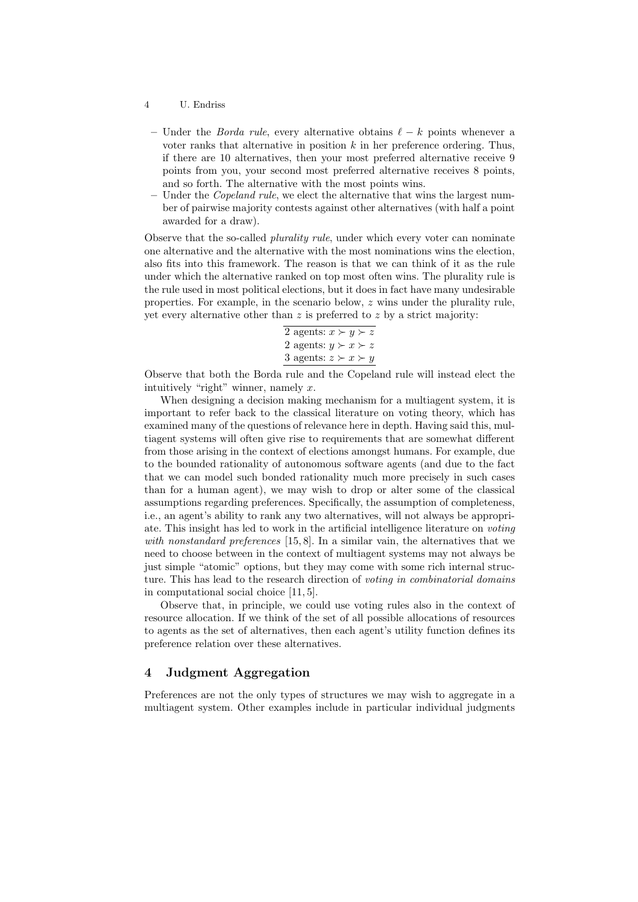- Under the *Borda rule*, every alternative obtains $\ell - k$ points whenever a voter ranks that alternative in position $k$ in her preference ordering. Thus, if there are 10 alternatives, then your most preferred alternative receive 9 points from you, your second most preferred alternative receives 8 points, and so forth. The alternative with the most points wins.
- Under the *Copeland rule*, we elect the alternative that wins the largest number of pairwise majority contests against other alternatives (with half a point awarded for a draw).

Observe that the so-called *plurality rule*, under which every voter can nominate one alternative and the alternative with the most nominations wins the election, also fits into this framework. The reason is that we can think of it as the rule under which the alternative ranked on top most often wins. The plurality rule is the rule used in most political elections, but it does in fact have many undesirable properties. For example, in the scenario below, $z$ wins under the plurality rule, yet every alternative other than $z$ is preferred to $z$ by a strict majority:

2 agents: $x \succ y \succ z$
2 agents: $y \succ x \succ z$
3 agents: $z \succ x \succ y$

Observe that both the Borda rule and the Copeland rule will instead elect the intuitively "right" winner, namely $x$.

When designing a decision making mechanism for a multiagent system, it is important to refer back to the classical literature on voting theory, which has examined many of the questions of relevance here in depth. Having said this, multiagent systems will often give rise to requirements that are somewhat different from those arising in the context of elections amongst humans. For example, due to the bounded rationality of autonomous software agents (and due to the fact that we can model such bonded rationality much more precisely in such cases than for a human agent), we may wish to drop or alter some of the classical assumptions regarding preferences. Specifically, the assumption of completeness, i.e., an agent's ability to rank any two alternatives, will not always be appropriate. This insight has led to work in the artificial intelligence literature on *voting with nonstandard preferences* [15, 8]. In a similar vain, the alternatives that we need to choose between in the context of multiagent systems may not always be just simple "atomic" options, but they may come with some rich internal structure. This has lead to the research direction of *voting in combinatorial domains* in computational social choice [11, 5].

Observe that, in principle, we could use voting rules also in the context of resource allocation. If we think of the set of all possible allocations of resources to agents as the set of alternatives, then each agent's utility function defines its preference relation over these alternatives.

## 4 Judgment Aggregation

Preferences are not the only types of structures we may wish to aggregate in a multiagent system. Other examples include in particular individual judgments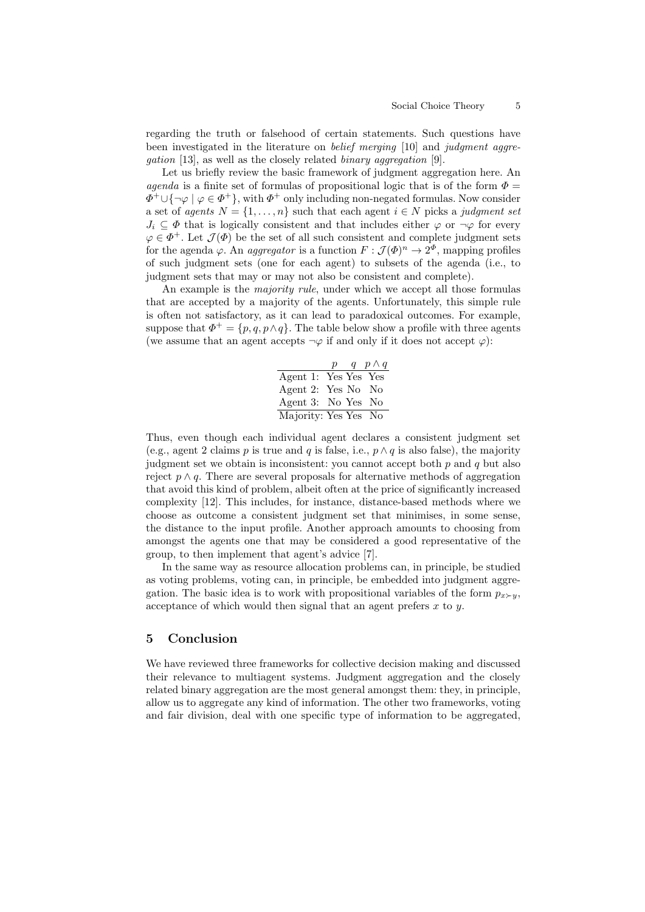regarding the truth or falsehood of certain statements. Such questions have been investigated in the literature on *belief merging* [10] and *judgment aggregation* [13], as well as the closely related *binary aggregation* [9].

Let us briefly review the basic framework of judgment aggregation here. An *agenda* is a finite set of formulas of propositional logic that is of the form $\Phi = \Phi^+ \cup \{\neg\varphi \mid \varphi \in \Phi^+\}$, with $\Phi^+$ only including non-negated formulas. Now consider a set of *agents* $N = \{1, \ldots, n\}$ such that each agent $i \in N$ picks a *judgment set* $J_i \subseteq \Phi$ that is logically consistent and that includes either $\varphi$ or $\neg\varphi$ for every $\varphi \in \Phi^+$. Let $\mathcal{J}(\Phi)$ be the set of all such consistent and complete judgment sets for the agenda $\varphi$. An *aggregator* is a function $F : \mathcal{J}(\Phi)^n \to 2^\Phi$, mapping profiles of such judgment sets (one for each agent) to subsets of the agenda (i.e., to judgment sets that may or may not also be consistent and complete).

An example is the *majority rule*, under which we accept all those formulas that are accepted by a majority of the agents. Unfortunately, this simple rule is often not satisfactory, as it can lead to paradoxical outcomes. For example, suppose that $\Phi^+ = \{p, q, p \wedge q\}$. The table below show a profile with three agents (we assume that an agent accepts $\neg\varphi$ if and only if it does not accept $\varphi$):

| | $p$ | $q$ | $p \wedge q$ |
|---|---|---|---|
| Agent 1: | Yes | Yes | Yes |
| Agent 2: | Yes | No | No |
| Agent 3: | No | Yes | No |
| Majority: | Yes | Yes | No |

Thus, even though each individual agent declares a consistent judgment set (e.g., agent 2 claims $p$ is true and $q$ is false, i.e., $p \wedge q$ is also false), the majority judgment set we obtain is inconsistent: you cannot accept both $p$ and $q$ but also reject $p \wedge q$. There are several proposals for alternative methods of aggregation that avoid this kind of problem, albeit often at the price of significantly increased complexity [12]. This includes, for instance, distance-based methods where we choose as outcome a consistent judgment set that minimises, in some sense, the distance to the input profile. Another approach amounts to choosing from amongst the agents one that may be considered a good representative of the group, to then implement that agent's advice [7].

In the same way as resource allocation problems can, in principle, be studied as voting problems, voting can, in principle, be embedded into judgment aggregation. The basic idea is to work with propositional variables of the form $p_{x \succ y}$, acceptance of which would then signal that an agent prefers $x$ to $y$.

## 5 Conclusion

We have reviewed three frameworks for collective decision making and discussed their relevance to multiagent systems. Judgment aggregation and the closely related binary aggregation are the most general amongst them: they, in principle, allow us to aggregate any kind of information. The other two frameworks, voting and fair division, deal with one specific type of information to be aggregated,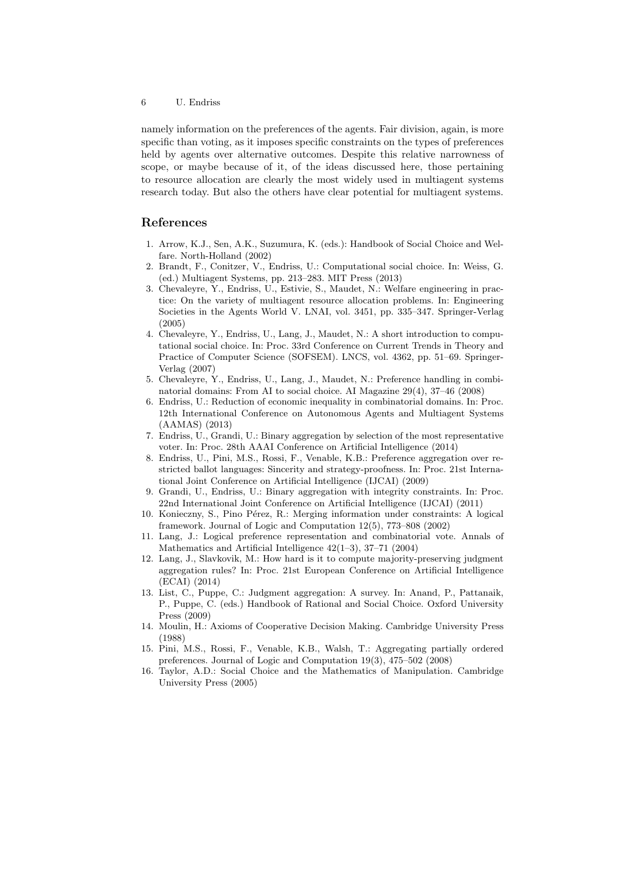namely information on the preferences of the agents. Fair division, again, is more specific than voting, as it imposes specific constraints on the types of preferences held by agents over alternative outcomes. Despite this relative narrowness of scope, or maybe because of it, of the ideas discussed here, those pertaining to resource allocation are clearly the most widely used in multiagent systems research today. But also the others have clear potential for multiagent systems.

## References

1. Arrow, K.J., Sen, A.K., Suzumura, K. (eds.): Handbook of Social Choice and Welfare. North-Holland (2002)
2. Brandt, F., Conitzer, V., Endriss, U.: Computational social choice. In: Weiss, G. (ed.) Multiagent Systems, pp. 213–283. MIT Press (2013)
3. Chevaleyre, Y., Endriss, U., Estivie, S., Maudet, N.: Welfare engineering in practice: On the variety of multiagent resource allocation problems. In: Engineering Societies in the Agents World V. LNAI, vol. 3451, pp. 335–347. Springer-Verlag (2005)
4. Chevaleyre, Y., Endriss, U., Lang, J., Maudet, N.: A short introduction to computational social choice. In: Proc. 33rd Conference on Current Trends in Theory and Practice of Computer Science (SOFSEM). LNCS, vol. 4362, pp. 51–69. Springer-Verlag (2007)
5. Chevaleyre, Y., Endriss, U., Lang, J., Maudet, N.: Preference handling in combinatorial domains: From AI to social choice. AI Magazine 29(4), 37–46 (2008)
6. Endriss, U.: Reduction of economic inequality in combinatorial domains. In: Proc. 12th International Conference on Autonomous Agents and Multiagent Systems (AAMAS) (2013)
7. Endriss, U., Grandi, U.: Binary aggregation by selection of the most representative voter. In: Proc. 28th AAAI Conference on Artificial Intelligence (2014)
8. Endriss, U., Pini, M.S., Rossi, F., Venable, K.B.: Preference aggregation over restricted ballot languages: Sincerity and strategy-proofness. In: Proc. 21st International Joint Conference on Artificial Intelligence (IJCAI) (2009)
9. Grandi, U., Endriss, U.: Binary aggregation with integrity constraints. In: Proc. 22nd International Joint Conference on Artificial Intelligence (IJCAI) (2011)
10. Konieczny, S., Pino Pérez, R.: Merging information under constraints: A logical framework. Journal of Logic and Computation 12(5), 773–808 (2002)
11. Lang, J.: Logical preference representation and combinatorial vote. Annals of Mathematics and Artificial Intelligence 42(1–3), 37–71 (2004)
12. Lang, J., Slavkovik, M.: How hard is it to compute majority-preserving judgment aggregation rules? In: Proc. 21st European Conference on Artificial Intelligence (ECAI) (2014)
13. List, C., Puppe, C.: Judgment aggregation: A survey. In: Anand, P., Pattanaik, P., Puppe, C. (eds.) Handbook of Rational and Social Choice. Oxford University Press (2009)
14. Moulin, H.: Axioms of Cooperative Decision Making. Cambridge University Press (1988)
15. Pini, M.S., Rossi, F., Venable, K.B., Walsh, T.: Aggregating partially ordered preferences. Journal of Logic and Computation 19(3), 475–502 (2008)
16. Taylor, A.D.: Social Choice and the Mathematics of Manipulation. Cambridge University Press (2005)